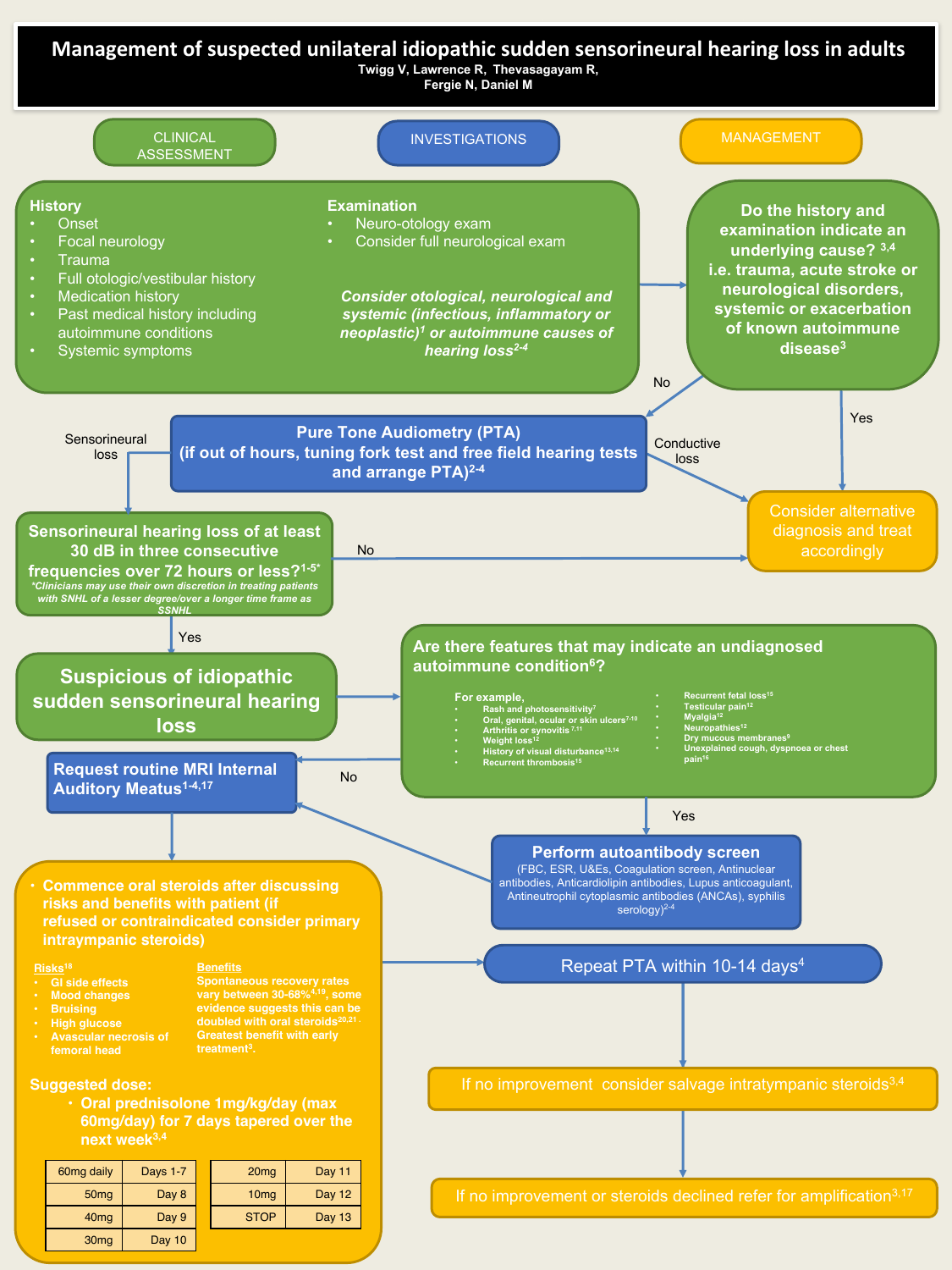# Management of suspected unilateral idiopathic sudden sensorineural hearing loss in adults

Twigg V, Lawrence R, Thevasagayam R, Fergie N, Daniel M

CLINICAL ASSESSMENT | INVESTIGATIONS | MANAGEMENT

## History

- Onset
- Focal neurology
- Trauma
- Full otologic/vestibular history
- Medication history
- Past medical history including autoimmune conditions
- Systemic symptoms

## Examination

- Neuro-otology exam
- Consider full neurological exam

***Consider otological, neurological and systemic (infectious, inflammatory or neoplastic)[1] or autoimmune causes of hearing loss[2-4]***

**Do the history and examination indicate an underlying cause? [3,4] i.e. trauma, acute stroke or neurological disorders, systemic or exacerbation of known autoimmune disease[3]**

- Yes → Consider alternative diagnosis and treat accordingly
- No → Pure Tone Audiometry (PTA)

**Pure Tone Audiometry (PTA) (if out of hours, tuning fork test and free field hearing tests and arrange PTA)[2-4]**

- Conductive loss → Consider alternative diagnosis and treat accordingly
- Sensorineural loss → Sensorineural hearing loss of at least 30 dB in three consecutive frequencies over 72 hours or less?

**Sensorineural hearing loss of at least 30 dB in three consecutive frequencies over 72 hours or less?[1-5*]**

*\*Clinicians may use their own discretion in treating patients with SNHL of a lesser degree/over a longer time frame as SSNHL*

- No → Consider alternative diagnosis and treat accordingly
- Yes → Suspicious of idiopathic sudden sensorineural hearing loss

**Suspicious of idiopathic sudden sensorineural hearing loss**

**Are there features that may indicate an undiagnosed autoimmune condition[6]?**

For example,

- Rash and photosensitivity[7]
- Oral, genital, ocular or skin ulcers[7-10]
- Arthritis or synovitis[7,11]
- Weight loss[12]
- History of visual disturbance[13,14]
- Recurrent thrombosis[15]
- Recurrent fetal loss[15]
- Testicular pain[12]
- Myalgia[12]
- Neuropathies[12]
- Dry mucous membranes[9]
- Unexplained cough, dyspnoea or chest pain[16]

- No → Request routine MRI Internal Auditory Meatus
- Yes → Perform autoantibody screen

**Perform autoantibody screen**
(FBC, ESR, U&Es, Coagulation screen, Antinuclear antibodies, Anticardiolipin antibodies, Lupus anticoagulant, Antineutrophil cytoplasmic antibodies (ANCAs), syphilis serology)[2-4]

→ Request routine MRI Internal Auditory Meatus

**Request routine MRI Internal Auditory Meatus[1-4,17]**

- **Commence oral steroids after discussing risks and benefits with patient (if refused or contraindicated consider primary intraympanic steroids)**

**Risks[18]**

- GI side effects
- Mood changes
- Bruising
- High glucose
- Avascular necrosis of femoral head

**Benefits**

Spontaneous recovery rates vary between 30-68%[4,19], some evidence suggests this can be doubled with oral steroids[20,21]. Greatest benefit with early treatment[3].

**Suggested dose:**

- **Oral prednisolone 1mg/kg/day (max 60mg/day) for 7 days tapered over the next week[3,4]**

| Dose | Day |
|---|---|
| 60mg daily | Days 1-7 |
| 50mg | Day 8 |
| 40mg | Day 9 |
| 30mg | Day 10 |
| 20mg | Day 11 |
| 10mg | Day 12 |
| STOP | Day 13 |

**Repeat PTA within 10-14 days[4]**

↓

If no improvement consider salvage intratympanic steroids[3,4]

↓

If no improvement or steroids declined refer for amplification[3,17]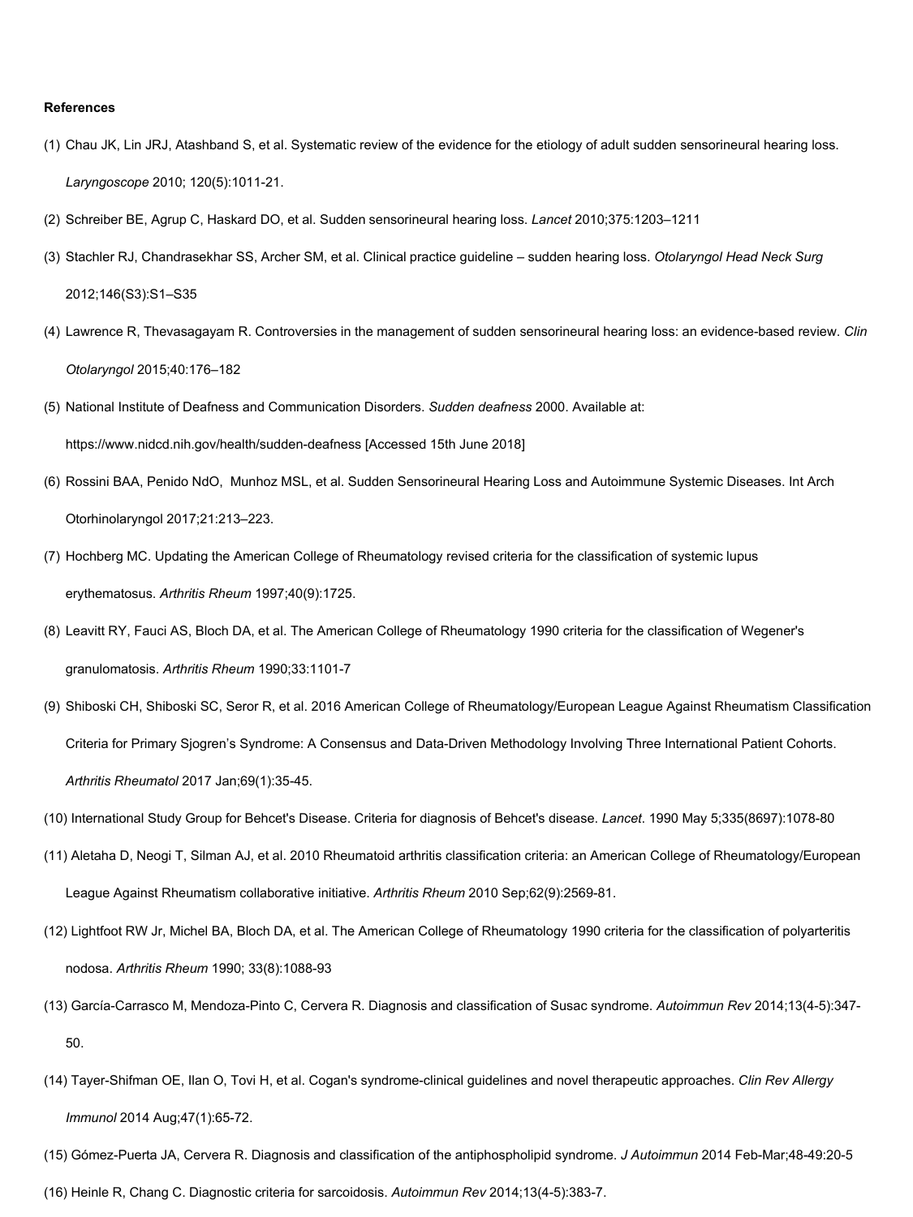**References**

(1) Chau JK, Lin JRJ, Atashband S, et al. Systematic review of the evidence for the etiology of adult sudden sensorineural hearing loss. *Laryngoscope* 2010; 120(5):1011-21.

(2) Schreiber BE, Agrup C, Haskard DO, et al. Sudden sensorineural hearing loss. *Lancet* 2010;375:1203–1211

(3) Stachler RJ, Chandrasekhar SS, Archer SM, et al. Clinical practice guideline – sudden hearing loss. *Otolaryngol Head Neck Surg* 2012;146(S3):S1–S35

(4) Lawrence R, Thevasagayam R. Controversies in the management of sudden sensorineural hearing loss: an evidence-based review. *Clin Otolaryngol* 2015;40:176–182

(5) National Institute of Deafness and Communication Disorders. *Sudden deafness* 2000. Available at: https://www.nidcd.nih.gov/health/sudden-deafness [Accessed 15th June 2018]

(6) Rossini BAA, Penido NdO, Munhoz MSL, et al. Sudden Sensorineural Hearing Loss and Autoimmune Systemic Diseases. Int Arch Otorhinolaryngol 2017;21:213–223.

(7) Hochberg MC. Updating the American College of Rheumatology revised criteria for the classification of systemic lupus erythematosus. *Arthritis Rheum* 1997;40(9):1725.

(8) Leavitt RY, Fauci AS, Bloch DA, et al. The American College of Rheumatology 1990 criteria for the classification of Wegener's granulomatosis. *Arthritis Rheum* 1990;33:1101-7

(9) Shiboski CH, Shiboski SC, Seror R, et al. 2016 American College of Rheumatology/European League Against Rheumatism Classification Criteria for Primary Sjogren's Syndrome: A Consensus and Data-Driven Methodology Involving Three International Patient Cohorts. *Arthritis Rheumatol* 2017 Jan;69(1):35-45.

(10) International Study Group for Behcet's Disease. Criteria for diagnosis of Behcet's disease. *Lancet*. 1990 May 5;335(8697):1078-80

(11) Aletaha D, Neogi T, Silman AJ, et al. 2010 Rheumatoid arthritis classification criteria: an American College of Rheumatology/European League Against Rheumatism collaborative initiative. *Arthritis Rheum* 2010 Sep;62(9):2569-81.

(12) Lightfoot RW Jr, Michel BA, Bloch DA, et al. The American College of Rheumatology 1990 criteria for the classification of polyarteritis nodosa. *Arthritis Rheum* 1990; 33(8):1088-93

(13) García-Carrasco M, Mendoza-Pinto C, Cervera R. Diagnosis and classification of Susac syndrome. *Autoimmun Rev* 2014;13(4-5):347-50.

(14) Tayer-Shifman OE, Ilan O, Tovi H, et al. Cogan's syndrome-clinical guidelines and novel therapeutic approaches. *Clin Rev Allergy Immunol* 2014 Aug;47(1):65-72.

(15) Gómez-Puerta JA, Cervera R. Diagnosis and classification of the antiphospholipid syndrome. *J Autoimmun* 2014 Feb-Mar;48-49:20-5

(16) Heinle R, Chang C. Diagnostic criteria for sarcoidosis. *Autoimmun Rev* 2014;13(4-5):383-7.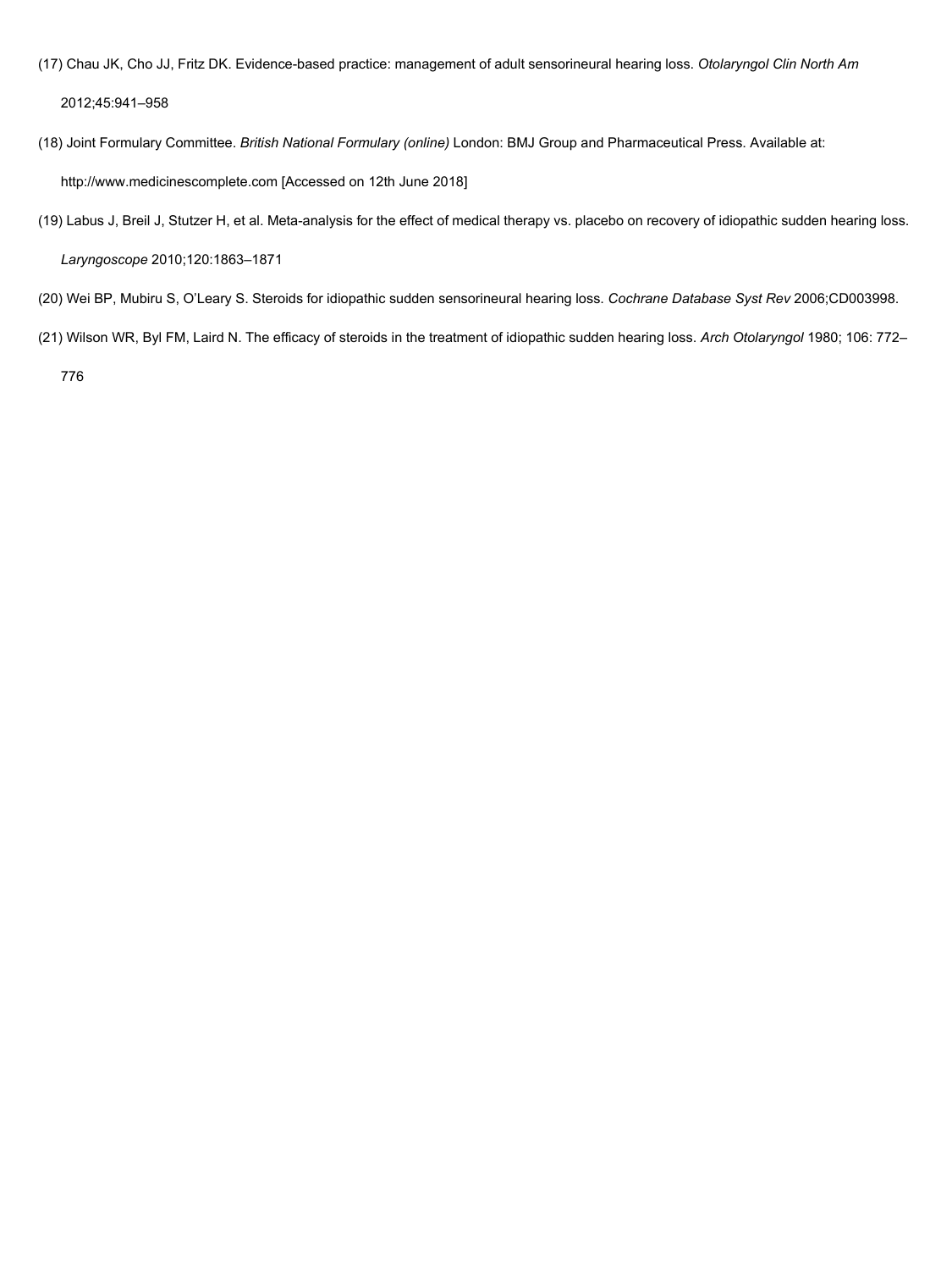(17) Chau JK, Cho JJ, Fritz DK. Evidence-based practice: management of adult sensorineural hearing loss. *Otolaryngol Clin North Am* 2012;45:941–958

(18) Joint Formulary Committee. *British National Formulary (online)* London: BMJ Group and Pharmaceutical Press. Available at: http://www.medicinescomplete.com [Accessed on 12th June 2018]

(19) Labus J, Breil J, Stutzer H, et al. Meta-analysis for the effect of medical therapy vs. placebo on recovery of idiopathic sudden hearing loss. *Laryngoscope* 2010;120:1863–1871

(20) Wei BP, Mubiru S, O'Leary S. Steroids for idiopathic sudden sensorineural hearing loss. *Cochrane Database Syst Rev* 2006;CD003998.

(21) Wilson WR, Byl FM, Laird N. The efficacy of steroids in the treatment of idiopathic sudden hearing loss. *Arch Otolaryngol* 1980; 106: 772–776